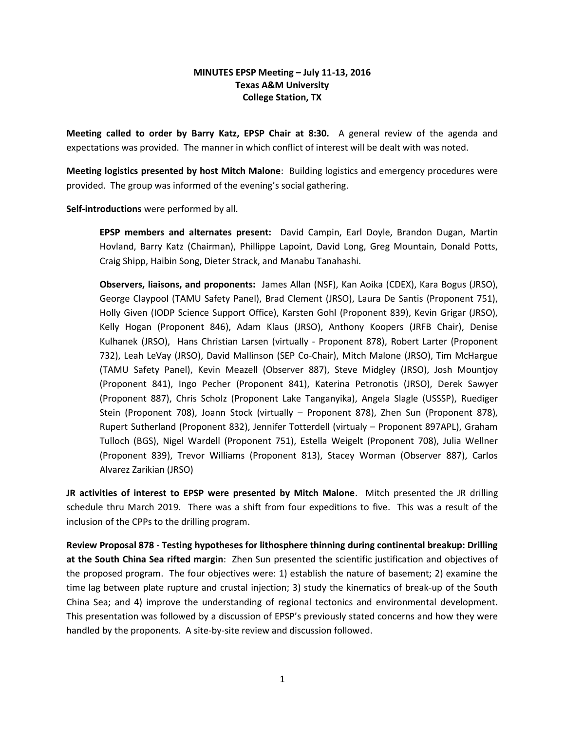**MINUTES EPSP Meeting – July 11-13, 2016**
**Texas A&M University**
**College Station, TX**

**Meeting called to order by Barry Katz, EPSP Chair at 8:30.** A general review of the agenda and expectations was provided. The manner in which conflict of interest will be dealt with was noted.

**Meeting logistics presented by host Mitch Malone**: Building logistics and emergency procedures were provided. The group was informed of the evening's social gathering.

**Self-introductions** were performed by all.

> **EPSP members and alternates present:** David Campin, Earl Doyle, Brandon Dugan, Martin Hovland, Barry Katz (Chairman), Phillippe Lapoint, David Long, Greg Mountain, Donald Potts, Craig Shipp, Haibin Song, Dieter Strack, and Manabu Tanahashi.
>
> **Observers, liaisons, and proponents:** James Allan (NSF), Kan Aoika (CDEX), Kara Bogus (JRSO), George Claypool (TAMU Safety Panel), Brad Clement (JRSO), Laura De Santis (Proponent 751), Holly Given (IODP Science Support Office), Karsten Gohl (Proponent 839), Kevin Grigar (JRSO), Kelly Hogan (Proponent 846), Adam Klaus (JRSO), Anthony Koopers (JRFB Chair), Denise Kulhanek (JRSO), Hans Christian Larsen (virtually - Proponent 878), Robert Larter (Proponent 732), Leah LeVay (JRSO), David Mallinson (SEP Co-Chair), Mitch Malone (JRSO), Tim McHargue (TAMU Safety Panel), Kevin Meazell (Observer 887), Steve Midgley (JRSO), Josh Mountjoy (Proponent 841), Ingo Pecher (Proponent 841), Katerina Petronotis (JRSO), Derek Sawyer (Proponent 887), Chris Scholz (Proponent Lake Tanganyika), Angela Slagle (USSSP), Ruediger Stein (Proponent 708), Joann Stock (virtually – Proponent 878), Zhen Sun (Proponent 878), Rupert Sutherland (Proponent 832), Jennifer Totterdell (virtualy – Proponent 897APL), Graham Tulloch (BGS), Nigel Wardell (Proponent 751), Estella Weigelt (Proponent 708), Julia Wellner (Proponent 839), Trevor Williams (Proponent 813), Stacey Worman (Observer 887), Carlos Alvarez Zarikian (JRSO)

**JR activities of interest to EPSP were presented by Mitch Malone**. Mitch presented the JR drilling schedule thru March 2019. There was a shift from four expeditions to five. This was a result of the inclusion of the CPPs to the drilling program.

**Review Proposal 878 - Testing hypotheses for lithosphere thinning during continental breakup: Drilling at the South China Sea rifted margin**: Zhen Sun presented the scientific justification and objectives of the proposed program. The four objectives were: 1) establish the nature of basement; 2) examine the time lag between plate rupture and crustal injection; 3) study the kinematics of break-up of the South China Sea; and 4) improve the understanding of regional tectonics and environmental development. This presentation was followed by a discussion of EPSP's previously stated concerns and how they were handled by the proponents. A site-by-site review and discussion followed.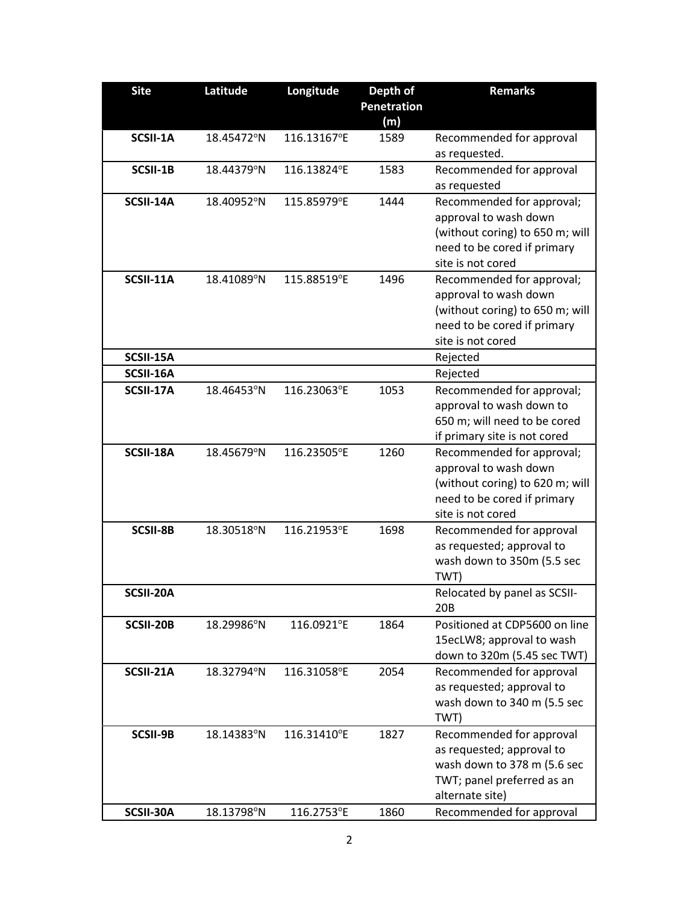| Site | Latitude | Longitude | Depth of Penetration (m) | Remarks |
|---|---|---|---|---|
| **SCSII-1A** | 18.45472°N | 116.13167°E | 1589 | Recommended for approval as requested. |
| **SCSII-1B** | 18.44379°N | 116.13824°E | 1583 | Recommended for approval as requested |
| **SCSII-14A** | 18.40952°N | 115.85979°E | 1444 | Recommended for approval; approval to wash down (without coring) to 650 m; will need to be cored if primary site is not cored |
| **SCSII-11A** | 18.41089°N | 115.88519°E | 1496 | Recommended for approval; approval to wash down (without coring) to 650 m; will need to be cored if primary site is not cored |
| **SCSII-15A** | | | | Rejected |
| **SCSII-16A** | | | | Rejected |
| **SCSII-17A** | 18.46453°N | 116.23063°E | 1053 | Recommended for approval; approval to wash down to 650 m; will need to be cored if primary site is not cored |
| **SCSII-18A** | 18.45679°N | 116.23505°E | 1260 | Recommended for approval; approval to wash down (without coring) to 620 m; will need to be cored if primary site is not cored |
| **SCSII-8B** | 18.30518°N | 116.21953°E | 1698 | Recommended for approval as requested; approval to wash down to 350m (5.5 sec TWT) |
| **SCSII-20A** | | | | Relocated by panel as SCSII-20B |
| **SCSII-20B** | 18.29986°N | 116.0921°E | 1864 | Positioned at CDP5600 on line 15ecLW8; approval to wash down to 320m (5.45 sec TWT) |
| **SCSII-21A** | 18.32794°N | 116.31058°E | 2054 | Recommended for approval as requested; approval to wash down to 340 m (5.5 sec TWT) |
| **SCSII-9B** | 18.14383°N | 116.31410°E | 1827 | Recommended for approval as requested; approval to wash down to 378 m (5.6 sec TWT; panel preferred as an alternate site) |
| **SCSII-30A** | 18.13798°N | 116.2753°E | 1860 | Recommended for approval |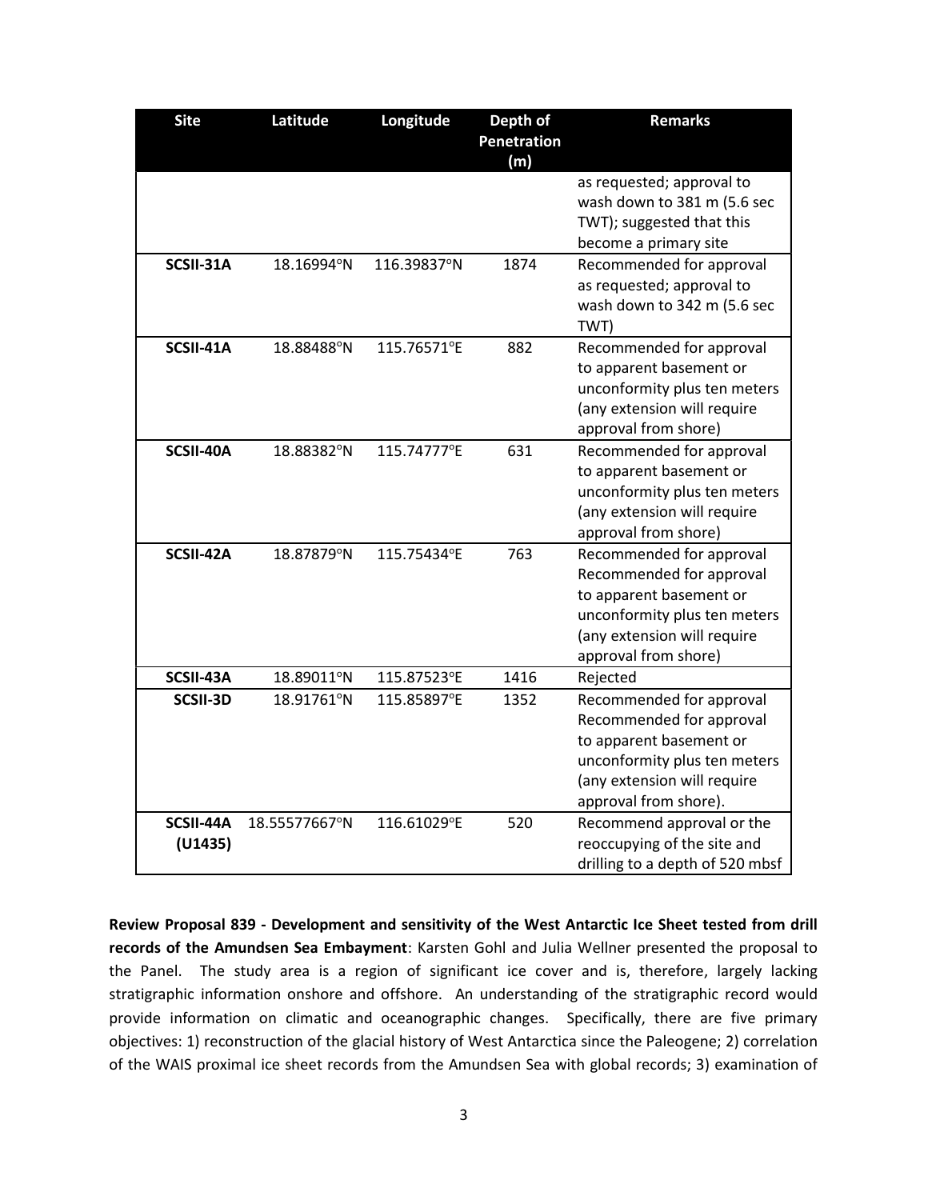| Site | Latitude | Longitude | Depth of Penetration (m) | Remarks |
|---|---|---|---|---|
| | | | | as requested; approval to wash down to 381 m (5.6 sec TWT); suggested that this become a primary site |
| **SCSII-31A** | 18.16994°N | 116.39837°N | 1874 | Recommended for approval as requested; approval to wash down to 342 m (5.6 sec TWT) |
| **SCSII-41A** | 18.88488°N | 115.76571°E | 882 | Recommended for approval to apparent basement or unconformity plus ten meters (any extension will require approval from shore) |
| **SCSII-40A** | 18.88382°N | 115.74777°E | 631 | Recommended for approval to apparent basement or unconformity plus ten meters (any extension will require approval from shore) |
| **SCSII-42A** | 18.87879°N | 115.75434°E | 763 | Recommended for approval Recommended for approval to apparent basement or unconformity plus ten meters (any extension will require approval from shore) |
| **SCSII-43A** | 18.89011°N | 115.87523°E | 1416 | Rejected |
| **SCSII-3D** | 18.91761°N | 115.85897°E | 1352 | Recommended for approval Recommended for approval to apparent basement or unconformity plus ten meters (any extension will require approval from shore). |
| **SCSII-44A (U1435)** | 18.55577667°N | 116.61029°E | 520 | Recommend approval or the reoccupying of the site and drilling to a depth of 520 mbsf |

**Review Proposal 839 - Development and sensitivity of the West Antarctic Ice Sheet tested from drill records of the Amundsen Sea Embayment**: Karsten Gohl and Julia Wellner presented the proposal to the Panel. The study area is a region of significant ice cover and is, therefore, largely lacking stratigraphic information onshore and offshore. An understanding of the stratigraphic record would provide information on climatic and oceanographic changes. Specifically, there are five primary objectives: 1) reconstruction of the glacial history of West Antarctica since the Paleogene; 2) correlation of the WAIS proximal ice sheet records from the Amundsen Sea with global records; 3) examination of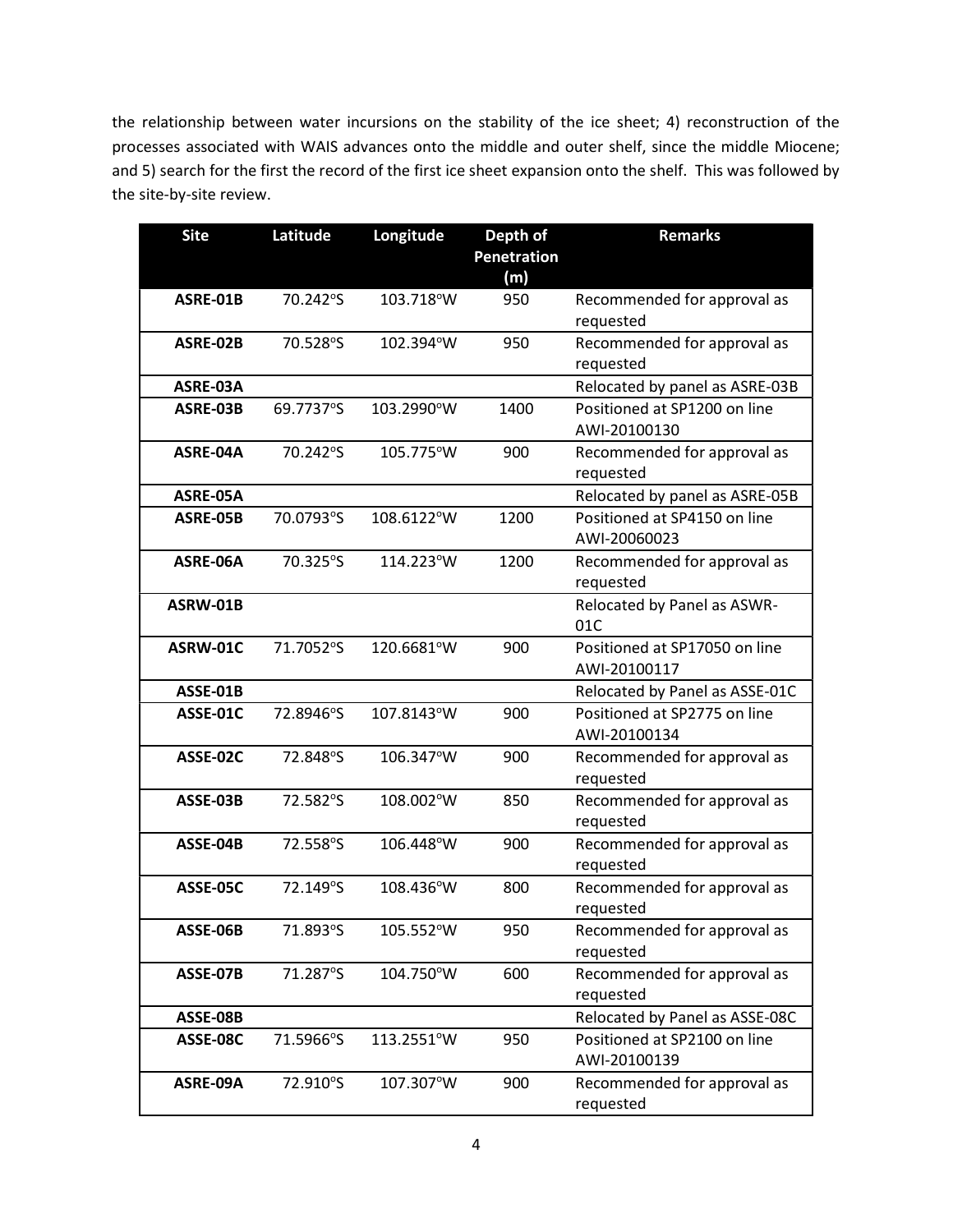the relationship between water incursions on the stability of the ice sheet; 4) reconstruction of the processes associated with WAIS advances onto the middle and outer shelf, since the middle Miocene; and 5) search for the first the record of the first ice sheet expansion onto the shelf. This was followed by the site-by-site review.

| Site | Latitude | Longitude | Depth of Penetration (m) | Remarks |
|---|---|---|---|---|
| **ASRE-01B** | 70.242°S | 103.718°W | 950 | Recommended for approval as requested |
| **ASRE-02B** | 70.528°S | 102.394°W | 950 | Recommended for approval as requested |
| **ASRE-03A** | | | | Relocated by panel as ASRE-03B |
| **ASRE-03B** | 69.7737°S | 103.2990°W | 1400 | Positioned at SP1200 on line AWI-20100130 |
| **ASRE-04A** | 70.242°S | 105.775°W | 900 | Recommended for approval as requested |
| **ASRE-05A** | | | | Relocated by panel as ASRE-05B |
| **ASRE-05B** | 70.0793°S | 108.6122°W | 1200 | Positioned at SP4150 on line AWI-20060023 |
| **ASRE-06A** | 70.325°S | 114.223°W | 1200 | Recommended for approval as requested |
| **ASRW-01B** | | | | Relocated by Panel as ASWR-01C |
| **ASRW-01C** | 71.7052°S | 120.6681°W | 900 | Positioned at SP17050 on line AWI-20100117 |
| **ASSE-01B** | | | | Relocated by Panel as ASSE-01C |
| **ASSE-01C** | 72.8946°S | 107.8143°W | 900 | Positioned at SP2775 on line AWI-20100134 |
| **ASSE-02C** | 72.848°S | 106.347°W | 900 | Recommended for approval as requested |
| **ASSE-03B** | 72.582°S | 108.002°W | 850 | Recommended for approval as requested |
| **ASSE-04B** | 72.558°S | 106.448°W | 900 | Recommended for approval as requested |
| **ASSE-05C** | 72.149°S | 108.436°W | 800 | Recommended for approval as requested |
| **ASSE-06B** | 71.893°S | 105.552°W | 950 | Recommended for approval as requested |
| **ASSE-07B** | 71.287°S | 104.750°W | 600 | Recommended for approval as requested |
| **ASSE-08B** | | | | Relocated by Panel as ASSE-08C |
| **ASSE-08C** | 71.5966°S | 113.2551°W | 950 | Positioned at SP2100 on line AWI-20100139 |
| **ASRE-09A** | 72.910°S | 107.307°W | 900 | Recommended for approval as requested |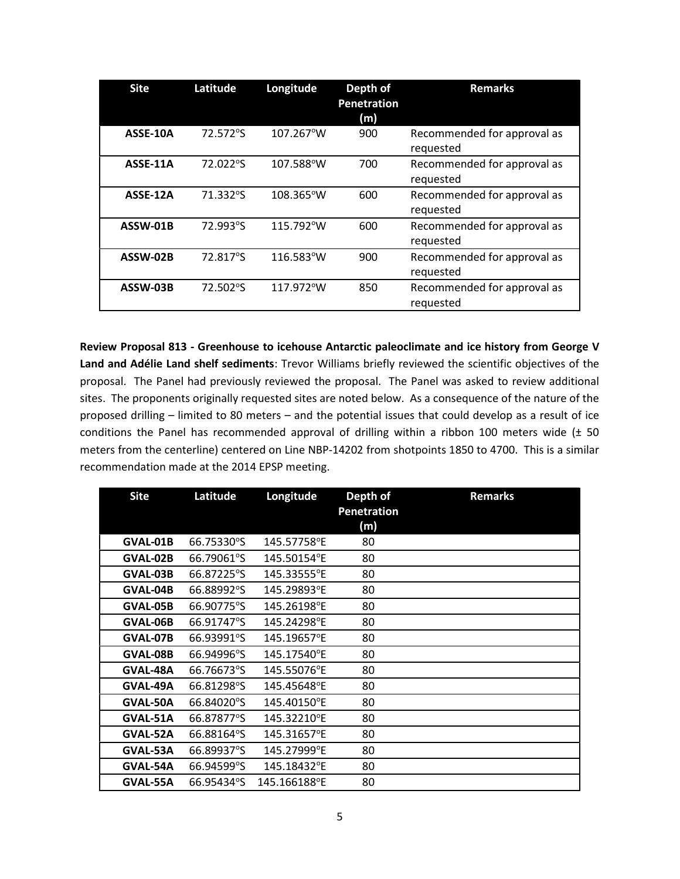| Site | Latitude | Longitude | Depth of Penetration (m) | Remarks |
|---|---|---|---|---|
| **ASSE-10A** | 72.572°S | 107.267°W | 900 | Recommended for approval as requested |
| **ASSE-11A** | 72.022°S | 107.588°W | 700 | Recommended for approval as requested |
| **ASSE-12A** | 71.332°S | 108.365°W | 600 | Recommended for approval as requested |
| **ASSW-01B** | 72.993°S | 115.792°W | 600 | Recommended for approval as requested |
| **ASSW-02B** | 72.817°S | 116.583°W | 900 | Recommended for approval as requested |
| **ASSW-03B** | 72.502°S | 117.972°W | 850 | Recommended for approval as requested |

**Review Proposal 813 - Greenhouse to icehouse Antarctic paleoclimate and ice history from George V Land and Adélie Land shelf sediments**: Trevor Williams briefly reviewed the scientific objectives of the proposal. The Panel had previously reviewed the proposal. The Panel was asked to review additional sites. The proponents originally requested sites are noted below. As a consequence of the nature of the proposed drilling – limited to 80 meters – and the potential issues that could develop as a result of ice conditions the Panel has recommended approval of drilling within a ribbon 100 meters wide (± 50 meters from the centerline) centered on Line NBP-14202 from shotpoints 1850 to 4700. This is a similar recommendation made at the 2014 EPSP meeting.

| Site | Latitude | Longitude | Depth of Penetration (m) | Remarks |
|---|---|---|---|---|
| **GVAL-01B** | 66.75330°S | 145.57758°E | 80 | |
| **GVAL-02B** | 66.79061°S | 145.50154°E | 80 | |
| **GVAL-03B** | 66.87225°S | 145.33555°E | 80 | |
| **GVAL-04B** | 66.88992°S | 145.29893°E | 80 | |
| **GVAL-05B** | 66.90775°S | 145.26198°E | 80 | |
| **GVAL-06B** | 66.91747°S | 145.24298°E | 80 | |
| **GVAL-07B** | 66.93991°S | 145.19657°E | 80 | |
| **GVAL-08B** | 66.94996°S | 145.17540°E | 80 | |
| **GVAL-48A** | 66.76673°S | 145.55076°E | 80 | |
| **GVAL-49A** | 66.81298°S | 145.45648°E | 80 | |
| **GVAL-50A** | 66.84020°S | 145.40150°E | 80 | |
| **GVAL-51A** | 66.87877°S | 145.32210°E | 80 | |
| **GVAL-52A** | 66.88164°S | 145.31657°E | 80 | |
| **GVAL-53A** | 66.89937°S | 145.27999°E | 80 | |
| **GVAL-54A** | 66.94599°S | 145.18432°E | 80 | |
| **GVAL-55A** | 66.95434°S | 145.166188°E | 80 | |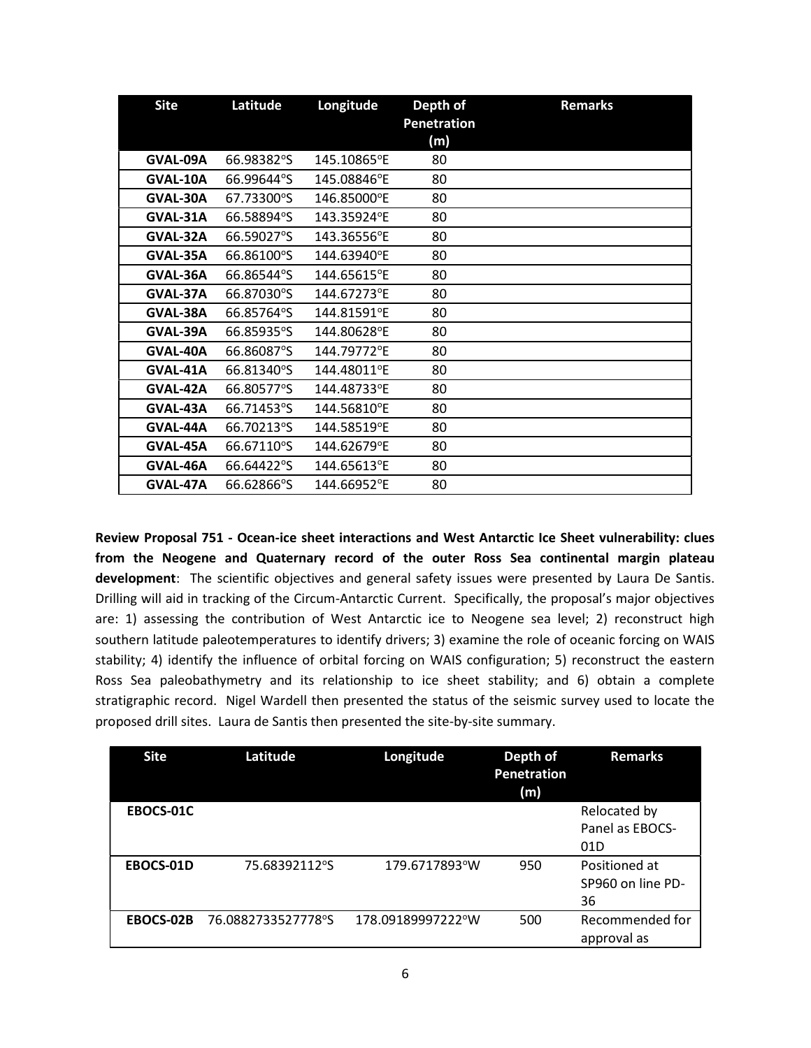| Site | Latitude | Longitude | Depth of Penetration (m) | Remarks |
|---|---|---|---|---|
| **GVAL-09A** | 66.98382°S | 145.10865°E | 80 | |
| **GVAL-10A** | 66.99644°S | 145.08846°E | 80 | |
| **GVAL-30A** | 67.73300°S | 146.85000°E | 80 | |
| **GVAL-31A** | 66.58894°S | 143.35924°E | 80 | |
| **GVAL-32A** | 66.59027°S | 143.36556°E | 80 | |
| **GVAL-35A** | 66.86100°S | 144.63940°E | 80 | |
| **GVAL-36A** | 66.86544°S | 144.65615°E | 80 | |
| **GVAL-37A** | 66.87030°S | 144.67273°E | 80 | |
| **GVAL-38A** | 66.85764°S | 144.81591°E | 80 | |
| **GVAL-39A** | 66.85935°S | 144.80628°E | 80 | |
| **GVAL-40A** | 66.86087°S | 144.79772°E | 80 | |
| **GVAL-41A** | 66.81340°S | 144.48011°E | 80 | |
| **GVAL-42A** | 66.80577°S | 144.48733°E | 80 | |
| **GVAL-43A** | 66.71453°S | 144.56810°E | 80 | |
| **GVAL-44A** | 66.70213°S | 144.58519°E | 80 | |
| **GVAL-45A** | 66.67110°S | 144.62679°E | 80 | |
| **GVAL-46A** | 66.64422°S | 144.65613°E | 80 | |
| **GVAL-47A** | 66.62866°S | 144.66952°E | 80 | |

**Review Proposal 751 - Ocean-ice sheet interactions and West Antarctic Ice Sheet vulnerability: clues from the Neogene and Quaternary record of the outer Ross Sea continental margin plateau development**: The scientific objectives and general safety issues were presented by Laura De Santis. Drilling will aid in tracking of the Circum-Antarctic Current. Specifically, the proposal's major objectives are: 1) assessing the contribution of West Antarctic ice to Neogene sea level; 2) reconstruct high southern latitude paleotemperatures to identify drivers; 3) examine the role of oceanic forcing on WAIS stability; 4) identify the influence of orbital forcing on WAIS configuration; 5) reconstruct the eastern Ross Sea paleobathymetry and its relationship to ice sheet stability; and 6) obtain a complete stratigraphic record. Nigel Wardell then presented the status of the seismic survey used to locate the proposed drill sites. Laura de Santis then presented the site-by-site summary.

| Site | Latitude | Longitude | Depth of Penetration (m) | Remarks |
|---|---|---|---|---|
| **EBOCS-01C** | | | | Relocated by Panel as EBOCS-01D |
| **EBOCS-01D** | 75.68392112°S | 179.6717893°W | 950 | Positioned at SP960 on line PD-36 |
| **EBOCS-02B** | 76.0882733527778°S | 178.09189997222°W | 500 | Recommended for approval as |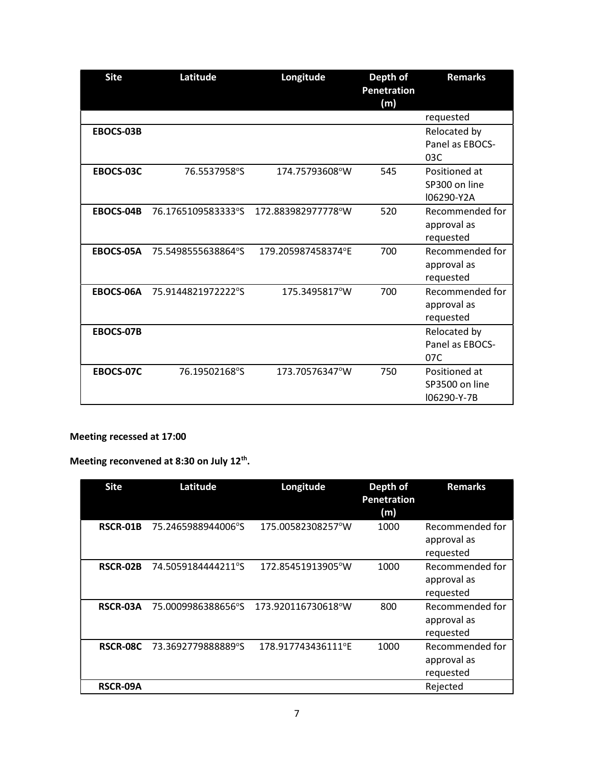| Site | Latitude | Longitude | Depth of Penetration (m) | Remarks |
|---|---|---|---|---|
| | | | | requested |
| EBOCS-03B | | | | Relocated by Panel as EBOCS-03C |
| EBOCS-03C | 76.5537958°S | 174.75793608°W | 545 | Positioned at SP300 on line l06290-Y2A |
| EBOCS-04B | 76.1765109583333°S | 172.883982977778°W | 520 | Recommended for approval as requested |
| EBOCS-05A | 75.5498555638864°S | 179.205987458374°E | 700 | Recommended for approval as requested |
| EBOCS-06A | 75.9144821972222°S | 175.3495817°W | 700 | Recommended for approval as requested |
| EBOCS-07B | | | | Relocated by Panel as EBOCS-07C |
| EBOCS-07C | 76.19502168°S | 173.70576347°W | 750 | Positioned at SP3500 on line l06290-Y-7B |

**Meeting recessed at 17:00**

**Meeting reconvened at 8:30 on July 12th.**

| Site | Latitude | Longitude | Depth of Penetration (m) | Remarks |
|---|---|---|---|---|
| RSCR-01B | 75.2465988944006°S | 175.00582308257°W | 1000 | Recommended for approval as requested |
| RSCR-02B | 74.5059184444211°S | 172.85451913905°W | 1000 | Recommended for approval as requested |
| RSCR-03A | 75.0009986388656°S | 173.920116730618°W | 800 | Recommended for approval as requested |
| RSCR-08C | 73.3692779888889°S | 178.917743436111°E | 1000 | Recommended for approval as requested |
| RSCR-09A | | | | Rejected |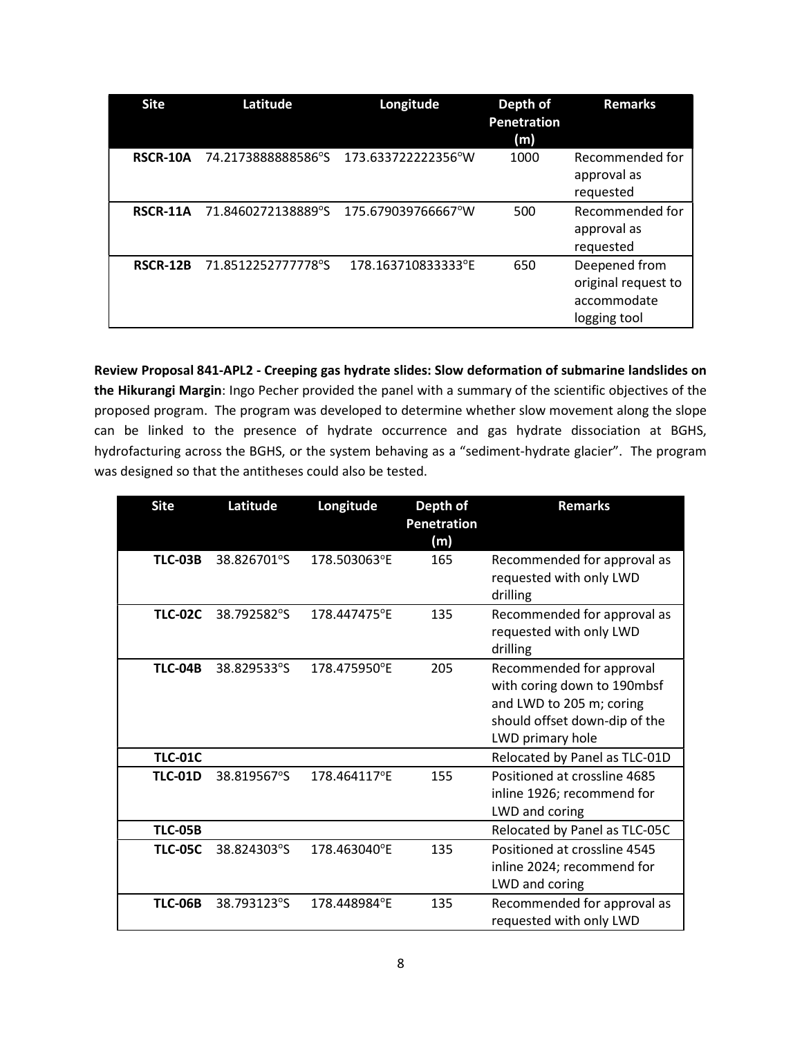| Site | Latitude | Longitude | Depth of Penetration (m) | Remarks |
|---|---|---|---|---|
| **RSCR-10A** | 74.2173888888586°S | 173.633722222356°W | 1000 | Recommended for approval as requested |
| **RSCR-11A** | 71.8460272138889°S | 175.679039766667°W | 500 | Recommended for approval as requested |
| **RSCR-12B** | 71.8512252777778°S | 178.163710833333°E | 650 | Deepened from original request to accommodate logging tool |

**Review Proposal 841-APL2 - Creeping gas hydrate slides: Slow deformation of submarine landslides on the Hikurangi Margin**: Ingo Pecher provided the panel with a summary of the scientific objectives of the proposed program. The program was developed to determine whether slow movement along the slope can be linked to the presence of hydrate occurrence and gas hydrate dissociation at BGHS, hydrofacturing across the BGHS, or the system behaving as a "sediment-hydrate glacier". The program was designed so that the antitheses could also be tested.

| Site | Latitude | Longitude | Depth of Penetration (m) | Remarks |
|---|---|---|---|---|
| **TLC-03B** | 38.826701°S | 178.503063°E | 165 | Recommended for approval as requested with only LWD drilling |
| **TLC-02C** | 38.792582°S | 178.447475°E | 135 | Recommended for approval as requested with only LWD drilling |
| **TLC-04B** | 38.829533°S | 178.475950°E | 205 | Recommended for approval with coring down to 190mbsf and LWD to 205 m; coring should offset down-dip of the LWD primary hole |
| **TLC-01C** | | | | Relocated by Panel as TLC-01D |
| **TLC-01D** | 38.819567°S | 178.464117°E | 155 | Positioned at crossline 4685 inline 1926; recommend for LWD and coring |
| **TLC-05B** | | | | Relocated by Panel as TLC-05C |
| **TLC-05C** | 38.824303°S | 178.463040°E | 135 | Positioned at crossline 4545 inline 2024; recommend for LWD and coring |
| **TLC-06B** | 38.793123°S | 178.448984°E | 135 | Recommended for approval as requested with only LWD |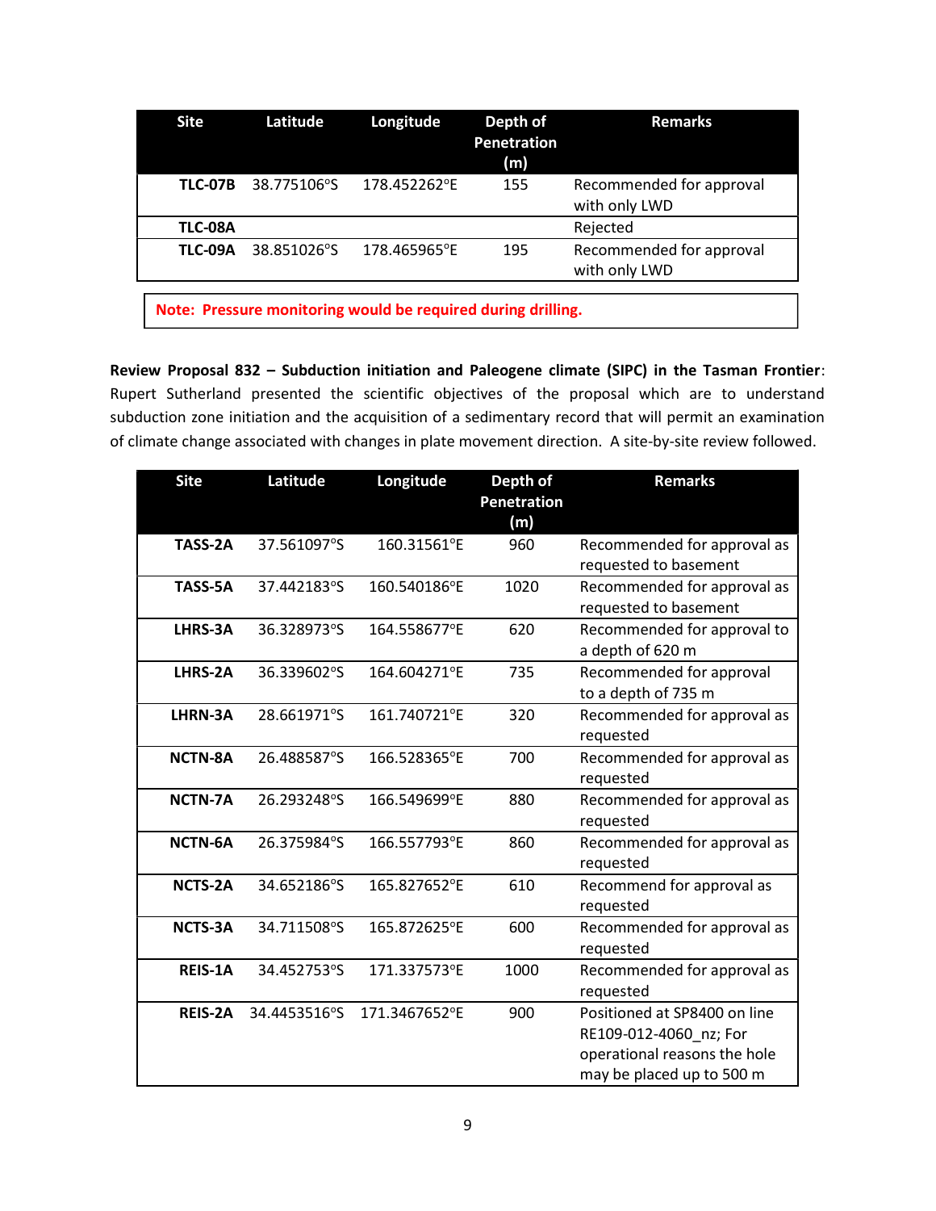| Site | Latitude | Longitude | Depth of Penetration (m) | Remarks |
|---|---|---|---|---|
| **TLC-07B** | 38.775106°S | 178.452262°E | 155 | Recommended for approval with only LWD |
| **TLC-08A** | | | | Rejected |
| **TLC-09A** | 38.851026°S | 178.465965°E | 195 | Recommended for approval with only LWD |

**Note: Pressure monitoring would be required during drilling.**

**Review Proposal 832 – Subduction initiation and Paleogene climate (SIPC) in the Tasman Frontier**: Rupert Sutherland presented the scientific objectives of the proposal which are to understand subduction zone initiation and the acquisition of a sedimentary record that will permit an examination of climate change associated with changes in plate movement direction. A site-by-site review followed.

| Site | Latitude | Longitude | Depth of Penetration (m) | Remarks |
|---|---|---|---|---|
| **TASS-2A** | 37.561097°S | 160.31561°E | 960 | Recommended for approval as requested to basement |
| **TASS-5A** | 37.442183°S | 160.540186°E | 1020 | Recommended for approval as requested to basement |
| **LHRS-3A** | 36.328973°S | 164.558677°E | 620 | Recommended for approval to a depth of 620 m |
| **LHRS-2A** | 36.339602°S | 164.604271°E | 735 | Recommended for approval to a depth of 735 m |
| **LHRN-3A** | 28.661971°S | 161.740721°E | 320 | Recommended for approval as requested |
| **NCTN-8A** | 26.488587°S | 166.528365°E | 700 | Recommended for approval as requested |
| **NCTN-7A** | 26.293248°S | 166.549699°E | 880 | Recommended for approval as requested |
| **NCTN-6A** | 26.375984°S | 166.557793°E | 860 | Recommended for approval as requested |
| **NCTS-2A** | 34.652186°S | 165.827652°E | 610 | Recommend for approval as requested |
| **NCTS-3A** | 34.711508°S | 165.872625°E | 600 | Recommended for approval as requested |
| **REIS-1A** | 34.452753°S | 171.337573°E | 1000 | Recommended for approval as requested |
| **REIS-2A** | 34.4453516°S | 171.3467652°E | 900 | Positioned at SP8400 on line RE109-012-4060_nz; For operational reasons the hole may be placed up to 500 m |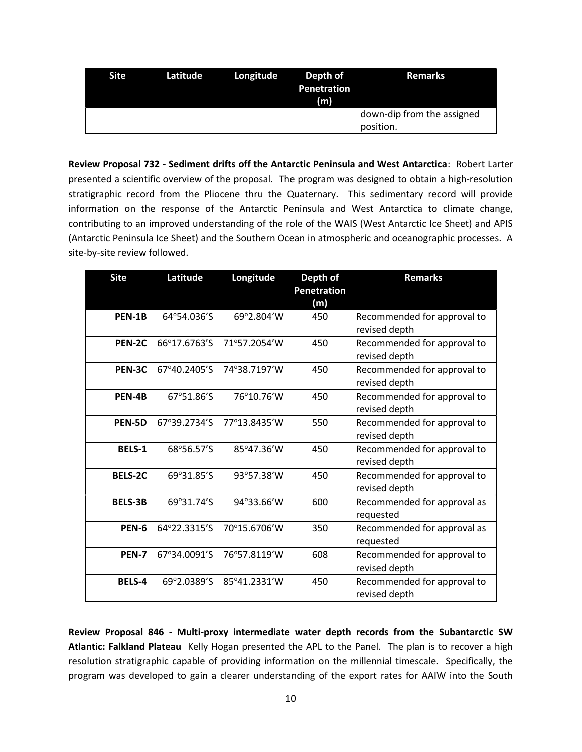| Site | Latitude | Longitude | Depth of Penetration (m) | Remarks |
|---|---|---|---|---|
| | | | | down-dip from the assigned position. |

**Review Proposal 732 - Sediment drifts off the Antarctic Peninsula and West Antarctica**: Robert Larter presented a scientific overview of the proposal. The program was designed to obtain a high-resolution stratigraphic record from the Pliocene thru the Quaternary. This sedimentary record will provide information on the response of the Antarctic Peninsula and West Antarctica to climate change, contributing to an improved understanding of the role of the WAIS (West Antarctic Ice Sheet) and APIS (Antarctic Peninsula Ice Sheet) and the Southern Ocean in atmospheric and oceanographic processes. A site-by-site review followed.

| Site | Latitude | Longitude | Depth of Penetration (m) | Remarks |
|---|---|---|---|---|
| **PEN-1B** | 64°54.036'S | 69°2.804'W | 450 | Recommended for approval to revised depth |
| **PEN-2C** | 66°17.6763'S | 71°57.2054'W | 450 | Recommended for approval to revised depth |
| **PEN-3C** | 67°40.2405'S | 74°38.7197'W | 450 | Recommended for approval to revised depth |
| **PEN-4B** | 67°51.86'S | 76°10.76'W | 450 | Recommended for approval to revised depth |
| **PEN-5D** | 67°39.2734'S | 77°13.8435'W | 550 | Recommended for approval to revised depth |
| **BELS-1** | 68°56.57'S | 85°47.36'W | 450 | Recommended for approval to revised depth |
| **BELS-2C** | 69°31.85'S | 93°57.38'W | 450 | Recommended for approval to revised depth |
| **BELS-3B** | 69°31.74'S | 94°33.66'W | 600 | Recommended for approval as requested |
| **PEN-6** | 64°22.3315'S | 70°15.6706'W | 350 | Recommended for approval as requested |
| **PEN-7** | 67°34.0091'S | 76°57.8119'W | 608 | Recommended for approval to revised depth |
| **BELS-4** | 69°2.0389'S | 85°41.2331'W | 450 | Recommended for approval to revised depth |

**Review Proposal 846 - Multi-proxy intermediate water depth records from the Subantarctic SW Atlantic: Falkland Plateau** Kelly Hogan presented the APL to the Panel. The plan is to recover a high resolution stratigraphic capable of providing information on the millennial timescale. Specifically, the program was developed to gain a clearer understanding of the export rates for AAIW into the South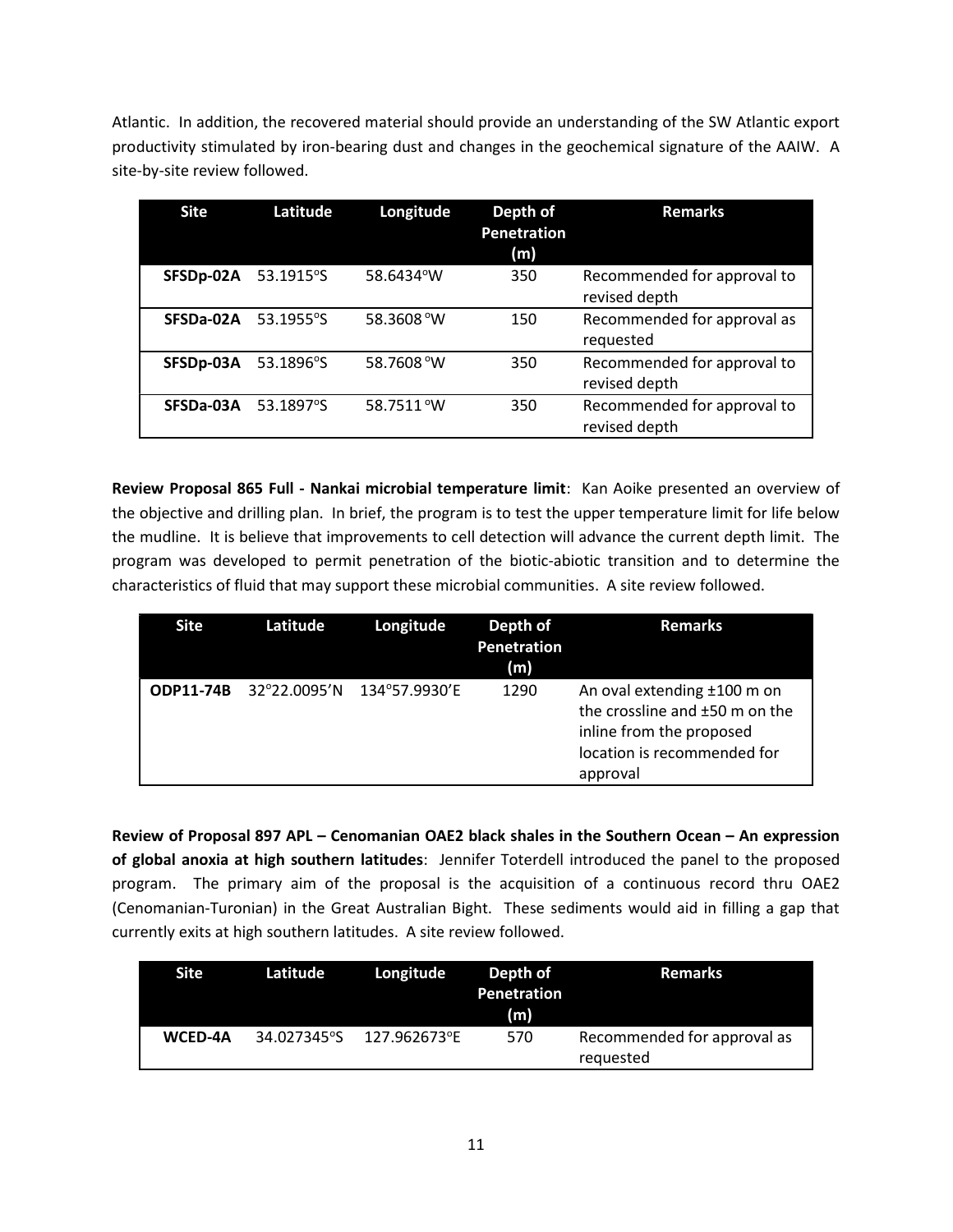Atlantic. In addition, the recovered material should provide an understanding of the SW Atlantic export productivity stimulated by iron-bearing dust and changes in the geochemical signature of the AAIW. A site-by-site review followed.

| Site | Latitude | Longitude | Depth of Penetration (m) | Remarks |
|---|---|---|---|---|
| **SFSDp-02A** | 53.1915°S | 58.6434°W | 350 | Recommended for approval to revised depth |
| **SFSDa-02A** | 53.1955°S | 58.3608 °W | 150 | Recommended for approval as requested |
| **SFSDp-03A** | 53.1896°S | 58.7608 °W | 350 | Recommended for approval to revised depth |
| **SFSDa-03A** | 53.1897°S | 58.7511 °W | 350 | Recommended for approval to revised depth |

**Review Proposal 865 Full - Nankai microbial temperature limit**: Kan Aoike presented an overview of the objective and drilling plan. In brief, the program is to test the upper temperature limit for life below the mudline. It is believe that improvements to cell detection will advance the current depth limit. The program was developed to permit penetration of the biotic-abiotic transition and to determine the characteristics of fluid that may support these microbial communities. A site review followed.

| Site | Latitude | Longitude | Depth of Penetration (m) | Remarks |
|---|---|---|---|---|
| **ODP11-74B** | 32°22.0095'N | 134°57.9930'E | 1290 | An oval extending ±100 m on the crossline and ±50 m on the inline from the proposed location is recommended for approval |

**Review of Proposal 897 APL – Cenomanian OAE2 black shales in the Southern Ocean – An expression of global anoxia at high southern latitudes**: Jennifer Toterdell introduced the panel to the proposed program. The primary aim of the proposal is the acquisition of a continuous record thru OAE2 (Cenomanian-Turonian) in the Great Australian Bight. These sediments would aid in filling a gap that currently exits at high southern latitudes. A site review followed.

| Site | Latitude | Longitude | Depth of Penetration (m) | Remarks |
|---|---|---|---|---|
| **WCED-4A** | 34.027345°S | 127.962673°E | 570 | Recommended for approval as requested |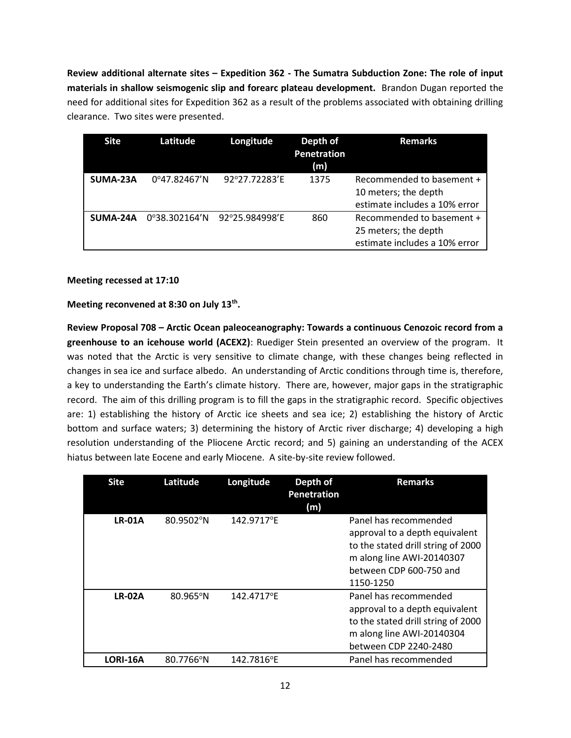**Review additional alternate sites – Expedition 362 - The Sumatra Subduction Zone: The role of input materials in shallow seismogenic slip and forearc plateau development.** Brandon Dugan reported the need for additional sites for Expedition 362 as a result of the problems associated with obtaining drilling clearance. Two sites were presented.

| Site | Latitude | Longitude | Depth of Penetration (m) | Remarks |
|---|---|---|---|---|
| **SUMA-23A** | 0°47.82467'N | 92°27.72283'E | 1375 | Recommended to basement + 10 meters; the depth estimate includes a 10% error |
| **SUMA-24A** | 0°38.302164'N | 92°25.984998'E | 860 | Recommended to basement + 25 meters; the depth estimate includes a 10% error |

**Meeting recessed at 17:10**

**Meeting reconvened at 8:30 on July 13th.**

**Review Proposal 708 – Arctic Ocean paleoceanography: Towards a continuous Cenozoic record from a greenhouse to an icehouse world (ACEX2)**: Ruediger Stein presented an overview of the program. It was noted that the Arctic is very sensitive to climate change, with these changes being reflected in changes in sea ice and surface albedo. An understanding of Arctic conditions through time is, therefore, a key to understanding the Earth's climate history. There are, however, major gaps in the stratigraphic record. The aim of this drilling program is to fill the gaps in the stratigraphic record. Specific objectives are: 1) establishing the history of Arctic ice sheets and sea ice; 2) establishing the history of Arctic bottom and surface waters; 3) determining the history of Arctic river discharge; 4) developing a high resolution understanding of the Pliocene Arctic record; and 5) gaining an understanding of the ACEX hiatus between late Eocene and early Miocene. A site-by-site review followed.

| Site | Latitude | Longitude | Depth of Penetration (m) | Remarks |
|---|---|---|---|---|
| **LR-01A** | 80.9502°N | 142.9717°E | | Panel has recommended approval to a depth equivalent to the stated drill string of 2000 m along line AWI-20140307 between CDP 600-750 and 1150-1250 |
| **LR-02A** | 80.965°N | 142.4717°E | | Panel has recommended approval to a depth equivalent to the stated drill string of 2000 m along line AWI-20140304 between CDP 2240-2480 |
| **LORI-16A** | 80.7766°N | 142.7816°E | | Panel has recommended |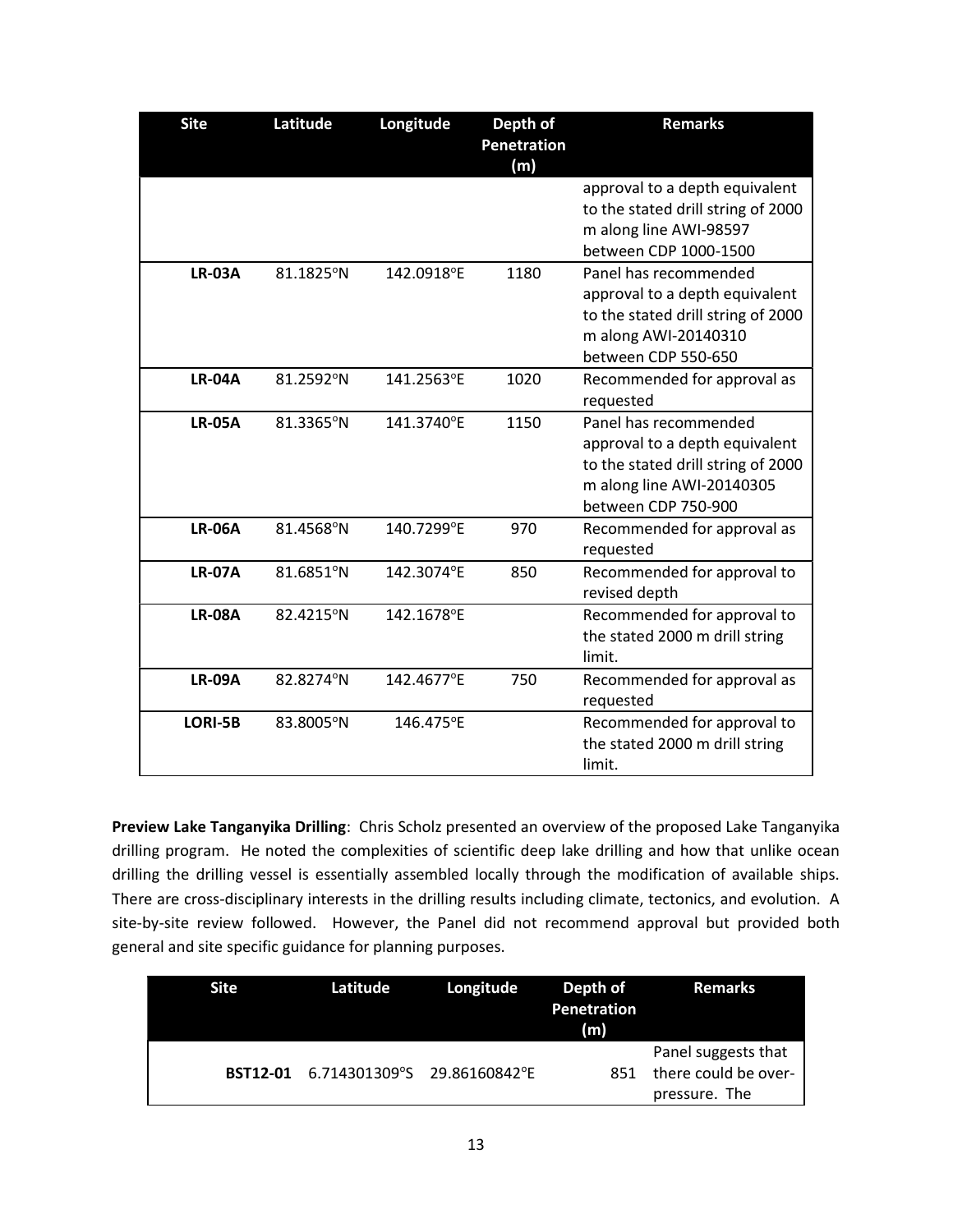| Site | Latitude | Longitude | Depth of Penetration (m) | Remarks |
|---|---|---|---|---|
| | | | | approval to a depth equivalent to the stated drill string of 2000 m along line AWI-98597 between CDP 1000-1500 |
| **LR-03A** | 81.1825°N | 142.0918°E | 1180 | Panel has recommended approval to a depth equivalent to the stated drill string of 2000 m along AWI-20140310 between CDP 550-650 |
| **LR-04A** | 81.2592°N | 141.2563°E | 1020 | Recommended for approval as requested |
| **LR-05A** | 81.3365°N | 141.3740°E | 1150 | Panel has recommended approval to a depth equivalent to the stated drill string of 2000 m along line AWI-20140305 between CDP 750-900 |
| **LR-06A** | 81.4568°N | 140.7299°E | 970 | Recommended for approval as requested |
| **LR-07A** | 81.6851°N | 142.3074°E | 850 | Recommended for approval to revised depth |
| **LR-08A** | 82.4215°N | 142.1678°E | | Recommended for approval to the stated 2000 m drill string limit. |
| **LR-09A** | 82.8274°N | 142.4677°E | 750 | Recommended for approval as requested |
| **LORI-5B** | 83.8005°N | 146.475°E | | Recommended for approval to the stated 2000 m drill string limit. |

**Preview Lake Tanganyika Drilling**: Chris Scholz presented an overview of the proposed Lake Tanganyika drilling program. He noted the complexities of scientific deep lake drilling and how that unlike ocean drilling the drilling vessel is essentially assembled locally through the modification of available ships. There are cross-disciplinary interests in the drilling results including climate, tectonics, and evolution. A site-by-site review followed. However, the Panel did not recommend approval but provided both general and site specific guidance for planning purposes.

| Site | Latitude | Longitude | Depth of Penetration (m) | Remarks |
|---|---|---|---|---|
| **BST12-01** | 6.714301309°S | 29.86160842°E | 851 | Panel suggests that there could be over-pressure. The |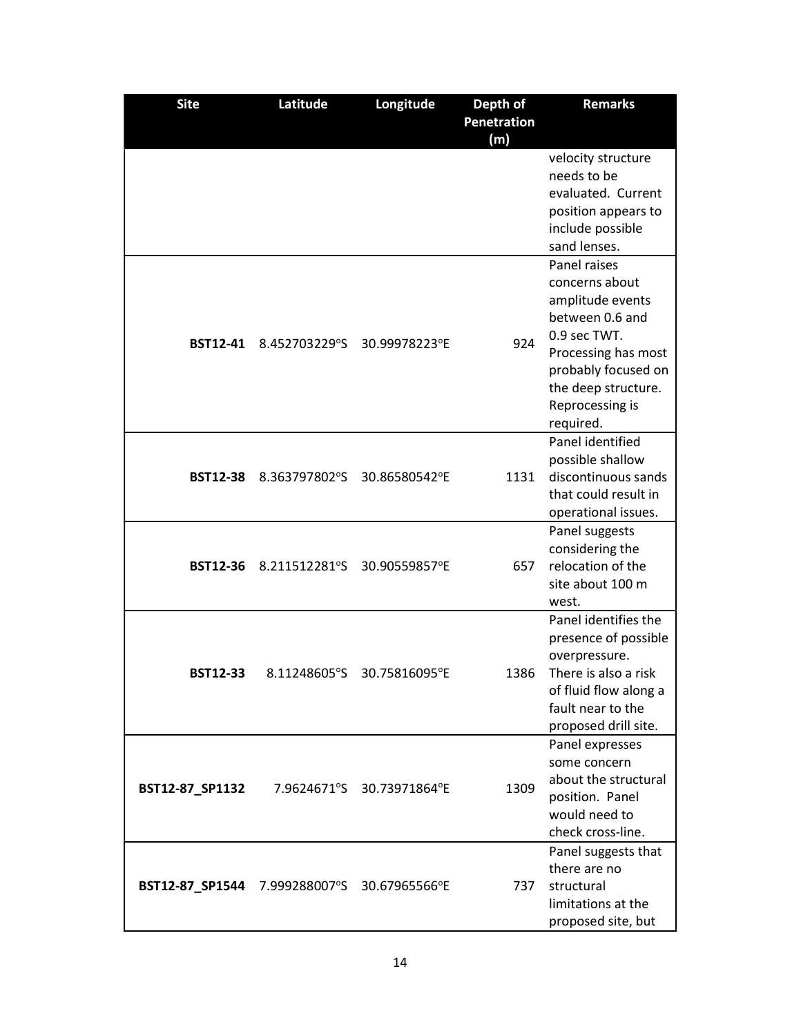| Site | Latitude | Longitude | Depth of Penetration (m) | Remarks |
| --- | --- | --- | --- | --- |
| | | | | velocity structure needs to be evaluated. Current position appears to include possible sand lenses. |
| **BST12-41** | 8.452703229°S | 30.99978223°E | 924 | Panel raises concerns about amplitude events between 0.6 and 0.9 sec TWT. Processing has most probably focused on the deep structure. Reprocessing is required. |
| **BST12-38** | 8.363797802°S | 30.86580542°E | 1131 | Panel identified possible shallow discontinuous sands that could result in operational issues. |
| **BST12-36** | 8.211512281°S | 30.90559857°E | 657 | Panel suggests considering the relocation of the site about 100 m west. |
| **BST12-33** | 8.11248605°S | 30.75816095°E | 1386 | Panel identifies the presence of possible overpressure. There is also a risk of fluid flow along a fault near to the proposed drill site. |
| **BST12-87_SP1132** | 7.9624671°S | 30.73971864°E | 1309 | Panel expresses some concern about the structural position. Panel would need to check cross-line. |
| **BST12-87_SP1544** | 7.999288007°S | 30.67965566°E | 737 | Panel suggests that there are no structural limitations at the proposed site, but |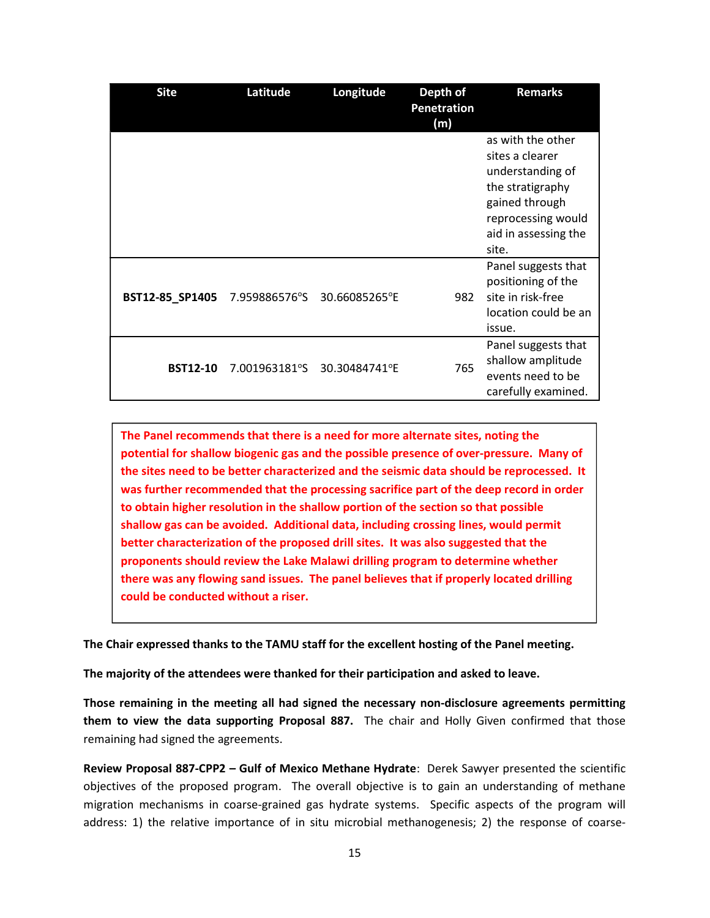| Site | Latitude | Longitude | Depth of Penetration (m) | Remarks |
|---|---|---|---|---|
| | | | | as with the other sites a clearer understanding of the stratigraphy gained through reprocessing would aid in assessing the site. |
| BST12-85_SP1405 | 7.959886576°S | 30.66085265°E | 982 | Panel suggests that positioning of the site in risk-free location could be an issue. |
| BST12-10 | 7.001963181°S | 30.30484741°E | 765 | Panel suggests that shallow amplitude events need to be carefully examined. |

**The Panel recommends that there is a need for more alternate sites, noting the potential for shallow biogenic gas and the possible presence of over-pressure. Many of the sites need to be better characterized and the seismic data should be reprocessed. It was further recommended that the processing sacrifice part of the deep record in order to obtain higher resolution in the shallow portion of the section so that possible shallow gas can be avoided. Additional data, including crossing lines, would permit better characterization of the proposed drill sites. It was also suggested that the proponents should review the Lake Malawi drilling program to determine whether there was any flowing sand issues. The panel believes that if properly located drilling could be conducted without a riser.**

**The Chair expressed thanks to the TAMU staff for the excellent hosting of the Panel meeting.**

**The majority of the attendees were thanked for their participation and asked to leave.**

**Those remaining in the meeting all had signed the necessary non-disclosure agreements permitting them to view the data supporting Proposal 887.** The chair and Holly Given confirmed that those remaining had signed the agreements.

**Review Proposal 887-CPP2 – Gulf of Mexico Methane Hydrate**: Derek Sawyer presented the scientific objectives of the proposed program. The overall objective is to gain an understanding of methane migration mechanisms in coarse-grained gas hydrate systems. Specific aspects of the program will address: 1) the relative importance of in situ microbial methanogenesis; 2) the response of coarse-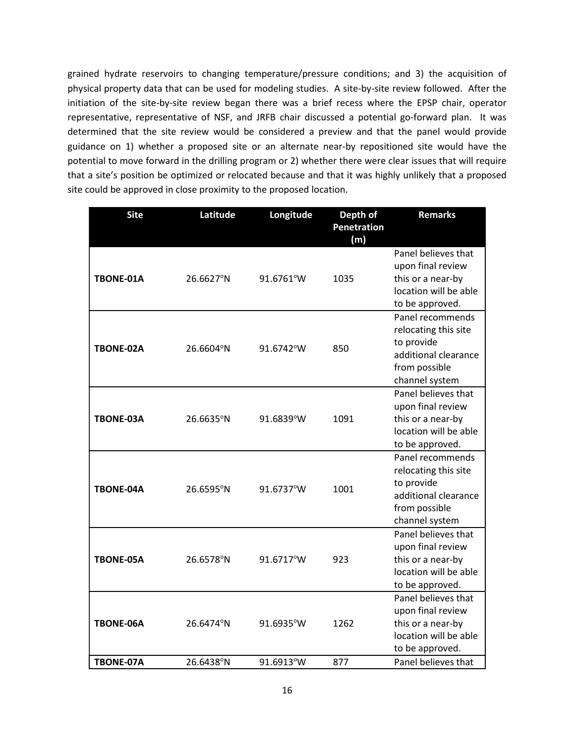grained hydrate reservoirs to changing temperature/pressure conditions; and 3) the acquisition of physical property data that can be used for modeling studies. A site-by-site review followed. After the initiation of the site-by-site review began there was a brief recess where the EPSP chair, operator representative, representative of NSF, and JRFB chair discussed a potential go-forward plan. It was determined that the site review would be considered a preview and that the panel would provide guidance on 1) whether a proposed site or an alternate near-by repositioned site would have the potential to move forward in the drilling program or 2) whether there were clear issues that will require that a site's position be optimized or relocated because and that it was highly unlikely that a proposed site could be approved in close proximity to the proposed location.

| Site | Latitude | Longitude | Depth of Penetration (m) | Remarks |
|---|---|---|---|---|
| **TBONE-01A** | 26.6627°N | 91.6761°W | 1035 | Panel believes that upon final review this or a near-by location will be able to be approved. |
| **TBONE-02A** | 26.6604°N | 91.6742°W | 850 | Panel recommends relocating this site to provide additional clearance from possible channel system |
| **TBONE-03A** | 26.6635°N | 91.6839°W | 1091 | Panel believes that upon final review this or a near-by location will be able to be approved. |
| **TBONE-04A** | 26.6595°N | 91.6737°W | 1001 | Panel recommends relocating this site to provide additional clearance from possible channel system |
| **TBONE-05A** | 26.6578°N | 91.6717°W | 923 | Panel believes that upon final review this or a near-by location will be able to be approved. |
| **TBONE-06A** | 26.6474°N | 91.6935°W | 1262 | Panel believes that upon final review this or a near-by location will be able to be approved. |
| **TBONE-07A** | 26.6438°N | 91.6913°W | 877 | Panel believes that |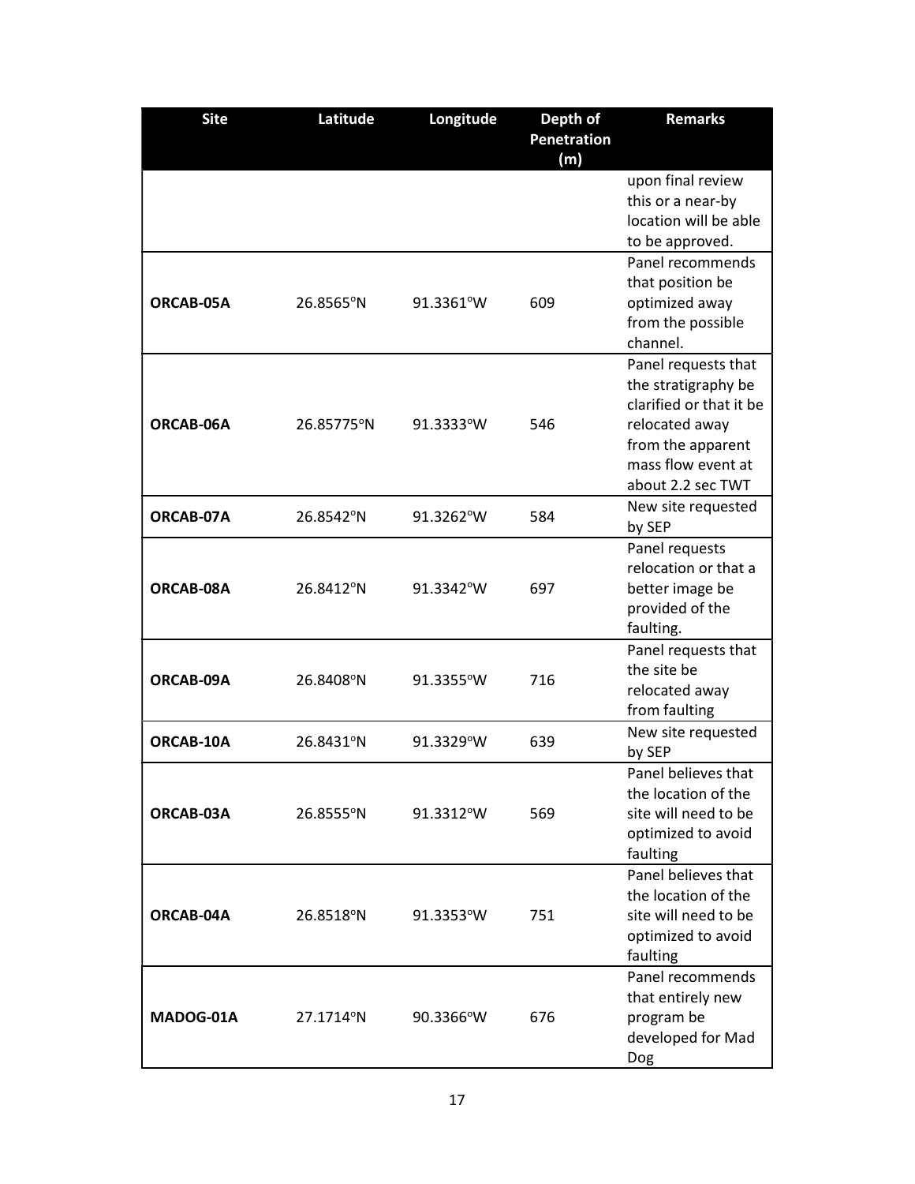| Site | Latitude | Longitude | Depth of Penetration (m) | Remarks |
|---|---|---|---|---|
| | | | | upon final review this or a near-by location will be able to be approved. |
| **ORCAB-05A** | 26.8565°N | 91.3361°W | 609 | Panel recommends that position be optimized away from the possible channel. |
| **ORCAB-06A** | 26.85775°N | 91.3333°W | 546 | Panel requests that the stratigraphy be clarified or that it be relocated away from the apparent mass flow event at about 2.2 sec TWT |
| **ORCAB-07A** | 26.8542°N | 91.3262°W | 584 | New site requested by SEP |
| **ORCAB-08A** | 26.8412°N | 91.3342°W | 697 | Panel requests relocation or that a better image be provided of the faulting. |
| **ORCAB-09A** | 26.8408°N | 91.3355°W | 716 | Panel requests that the site be relocated away from faulting |
| **ORCAB-10A** | 26.8431°N | 91.3329°W | 639 | New site requested by SEP |
| **ORCAB-03A** | 26.8555°N | 91.3312°W | 569 | Panel believes that the location of the site will need to be optimized to avoid faulting |
| **ORCAB-04A** | 26.8518°N | 91.3353°W | 751 | Panel believes that the location of the site will need to be optimized to avoid faulting |
| **MADOG-01A** | 27.1714°N | 90.3366°W | 676 | Panel recommends that entirely new program be developed for Mad Dog |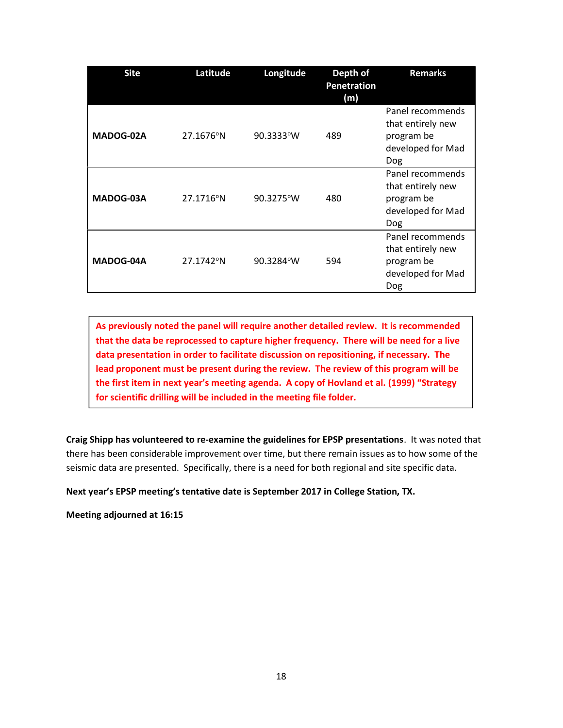| Site | Latitude | Longitude | Depth of Penetration (m) | Remarks |
|---|---|---|---|---|
| **MADOG-02A** | 27.1676°N | 90.3333°W | 489 | Panel recommends that entirely new program be developed for Mad Dog |
| **MADOG-03A** | 27.1716°N | 90.3275°W | 480 | Panel recommends that entirely new program be developed for Mad Dog |
| **MADOG-04A** | 27.1742°N | 90.3284°W | 594 | Panel recommends that entirely new program be developed for Mad Dog |

**As previously noted the panel will require another detailed review. It is recommended that the data be reprocessed to capture higher frequency. There will be need for a live data presentation in order to facilitate discussion on repositioning, if necessary. The lead proponent must be present during the review. The review of this program will be the first item in next year's meeting agenda. A copy of Hovland et al. (1999) "Strategy for scientific drilling will be included in the meeting file folder.**

**Craig Shipp has volunteered to re-examine the guidelines for EPSP presentations**. It was noted that there has been considerable improvement over time, but there remain issues as to how some of the seismic data are presented. Specifically, there is a need for both regional and site specific data.

**Next year's EPSP meeting's tentative date is September 2017 in College Station, TX.**

**Meeting adjourned at 16:15**